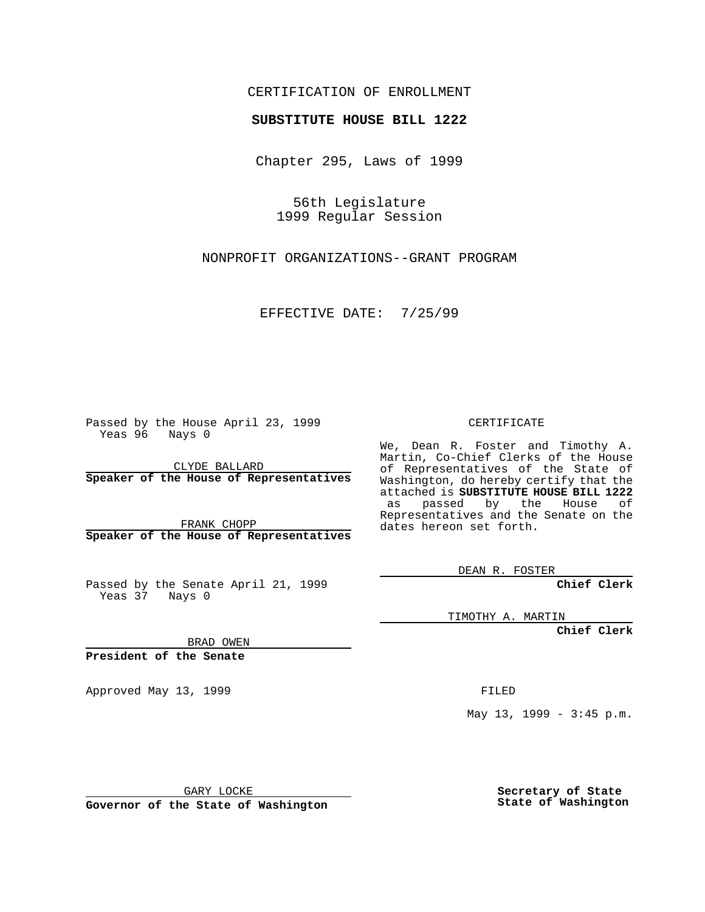CERTIFICATION OF ENROLLMENT

**SUBSTITUTE HOUSE BILL 1222**

Chapter 295, Laws of 1999

56th Legislature
1999 Regular Session

NONPROFIT ORGANIZATIONS--GRANT PROGRAM

EFFECTIVE DATE: 7/25/99

Passed by the House April 23, 1999
Yeas 96 Nays 0

CLYDE BALLARD
**Speaker of the House of Representatives**

FRANK CHOPP
**Speaker of the House of Representatives**

Passed by the Senate April 21, 1999
Yeas 37 Nays 0

BRAD OWEN
**President of the Senate**

Approved May 13, 1999

GARY LOCKE
**Governor of the State of Washington**

CERTIFICATE

We, Dean R. Foster and Timothy A. Martin, Co-Chief Clerks of the House of Representatives of the State of Washington, do hereby certify that the attached is **SUBSTITUTE HOUSE BILL 1222** as passed by the House of Representatives and the Senate on the dates hereon set forth.

DEAN R. FOSTER
**Chief Clerk**

TIMOTHY A. MARTIN
**Chief Clerk**

FILED

May 13, 1999 - 3:45 p.m.

**Secretary of State**
**State of Washington**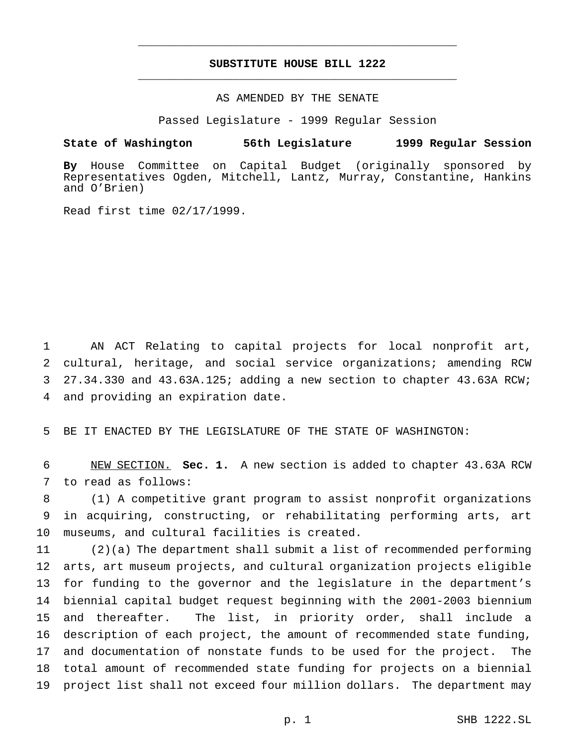# SUBSTITUTE HOUSE BILL 1222

AS AMENDED BY THE SENATE

Passed Legislature - 1999 Regular Session

**State of Washington 56th Legislature 1999 Regular Session**

**By** House Committee on Capital Budget (originally sponsored by Representatives Ogden, Mitchell, Lantz, Murray, Constantine, Hankins and O'Brien)

Read first time 02/17/1999.

AN ACT Relating to capital projects for local nonprofit art, cultural, heritage, and social service organizations; amending RCW 27.34.330 and 43.63A.125; adding a new section to chapter 43.63A RCW; and providing an expiration date.

BE IT ENACTED BY THE LEGISLATURE OF THE STATE OF WASHINGTON:

NEW SECTION. **Sec. 1.** A new section is added to chapter 43.63A RCW to read as follows:

(1) A competitive grant program to assist nonprofit organizations in acquiring, constructing, or rehabilitating performing arts, art museums, and cultural facilities is created.

(2)(a) The department shall submit a list of recommended performing arts, art museum projects, and cultural organization projects eligible for funding to the governor and the legislature in the department's biennial capital budget request beginning with the 2001-2003 biennium and thereafter. The list, in priority order, shall include a description of each project, the amount of recommended state funding, and documentation of nonstate funds to be used for the project. The total amount of recommended state funding for projects on a biennial project list shall not exceed four million dollars. The department may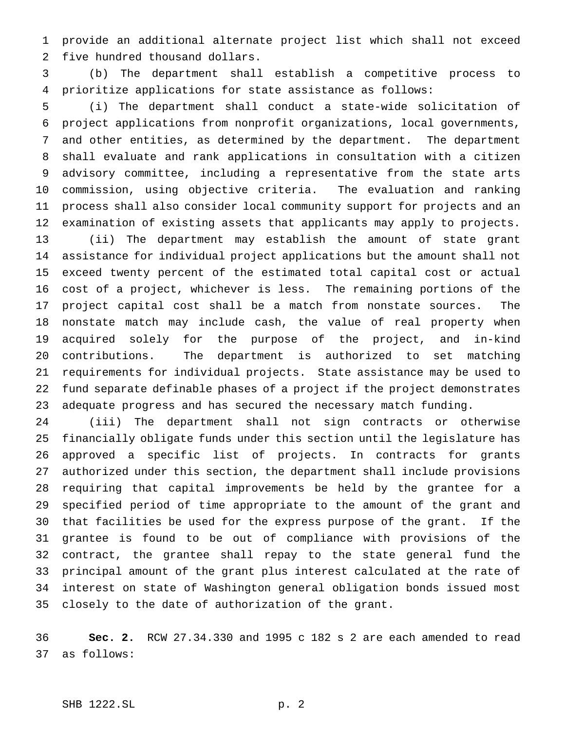provide an additional alternate project list which shall not exceed five hundred thousand dollars.

(b) The department shall establish a competitive process to prioritize applications for state assistance as follows:

(i) The department shall conduct a state-wide solicitation of project applications from nonprofit organizations, local governments, and other entities, as determined by the department. The department shall evaluate and rank applications in consultation with a citizen advisory committee, including a representative from the state arts commission, using objective criteria. The evaluation and ranking process shall also consider local community support for projects and an examination of existing assets that applicants may apply to projects.

(ii) The department may establish the amount of state grant assistance for individual project applications but the amount shall not exceed twenty percent of the estimated total capital cost or actual cost of a project, whichever is less. The remaining portions of the project capital cost shall be a match from nonstate sources. The nonstate match may include cash, the value of real property when acquired solely for the purpose of the project, and in-kind contributions. The department is authorized to set matching requirements for individual projects. State assistance may be used to fund separate definable phases of a project if the project demonstrates adequate progress and has secured the necessary match funding.

(iii) The department shall not sign contracts or otherwise financially obligate funds under this section until the legislature has approved a specific list of projects. In contracts for grants authorized under this section, the department shall include provisions requiring that capital improvements be held by the grantee for a specified period of time appropriate to the amount of the grant and that facilities be used for the express purpose of the grant. If the grantee is found to be out of compliance with provisions of the contract, the grantee shall repay to the state general fund the principal amount of the grant plus interest calculated at the rate of interest on state of Washington general obligation bonds issued most closely to the date of authorization of the grant.

**Sec. 2.** RCW 27.34.330 and 1995 c 182 s 2 are each amended to read as follows: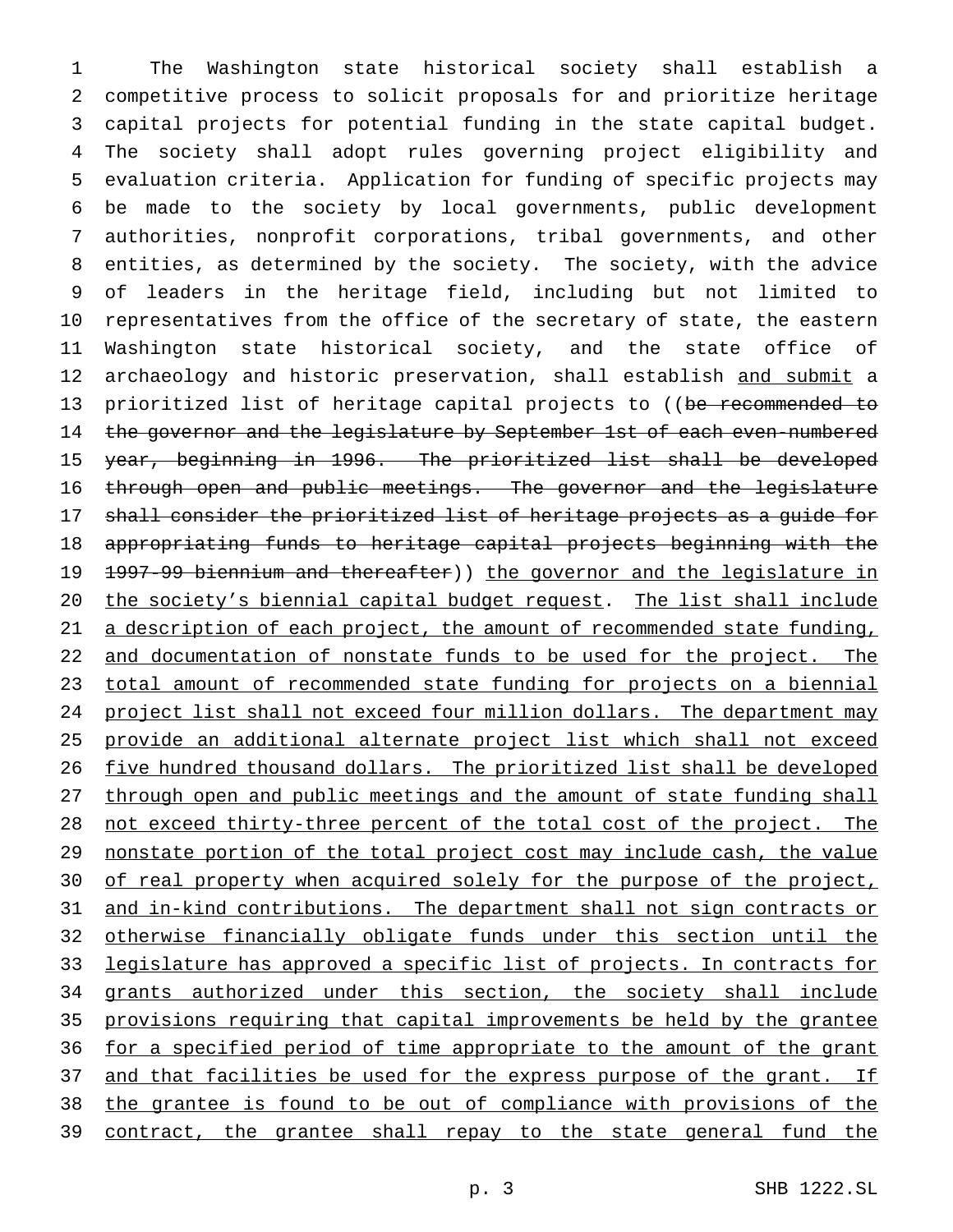The Washington state historical society shall establish a competitive process to solicit proposals for and prioritize heritage capital projects for potential funding in the state capital budget. The society shall adopt rules governing project eligibility and evaluation criteria. Application for funding of specific projects may be made to the society by local governments, public development authorities, nonprofit corporations, tribal governments, and other entities, as determined by the society. The society, with the advice of leaders in the heritage field, including but not limited to representatives from the office of the secretary of state, the eastern Washington state historical society, and the state office of archaeology and historic preservation, shall establish and submit a prioritized list of heritage capital projects to ((~~be recommended to the governor and the legislature by September 1st of each even-numbered year, beginning in 1996. The prioritized list shall be developed through open and public meetings. The governor and the legislature shall consider the prioritized list of heritage projects as a guide for appropriating funds to heritage capital projects beginning with the 1997-99 biennium and thereafter~~)) the governor and the legislature in the society's biennial capital budget request. The list shall include a description of each project, the amount of recommended state funding, and documentation of nonstate funds to be used for the project. The total amount of recommended state funding for projects on a biennial project list shall not exceed four million dollars. The department may provide an additional alternate project list which shall not exceed five hundred thousand dollars. The prioritized list shall be developed through open and public meetings and the amount of state funding shall not exceed thirty-three percent of the total cost of the project. The nonstate portion of the total project cost may include cash, the value of real property when acquired solely for the purpose of the project, and in-kind contributions. The department shall not sign contracts or otherwise financially obligate funds under this section until the legislature has approved a specific list of projects. In contracts for grants authorized under this section, the society shall include provisions requiring that capital improvements be held by the grantee for a specified period of time appropriate to the amount of the grant and that facilities be used for the express purpose of the grant. If the grantee is found to be out of compliance with provisions of the contract, the grantee shall repay to the state general fund the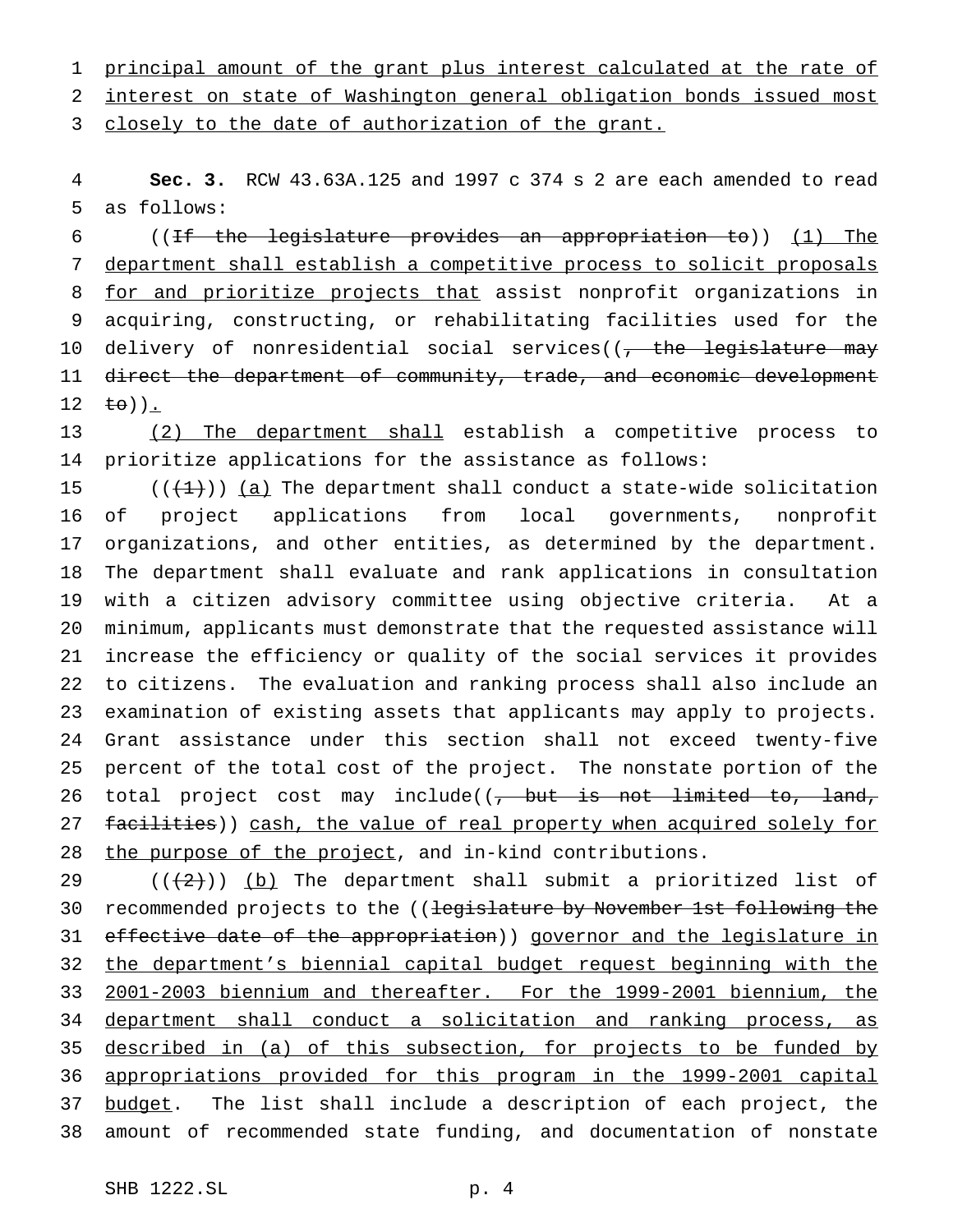principal amount of the grant plus interest calculated at the rate of interest on state of Washington general obligation bonds issued most closely to the date of authorization of the grant.

**Sec. 3.** RCW 43.63A.125 and 1997 c 374 s 2 are each amended to read as follows:

((~~If the legislature provides an appropriation to~~)) (1) The department shall establish a competitive process to solicit proposals for and prioritize projects that assist nonprofit organizations in acquiring, constructing, or rehabilitating facilities used for the delivery of nonresidential social services((~~, the legislature may direct the department of community, trade, and economic development to~~)).

(2) The department shall establish a competitive process to prioritize applications for the assistance as follows:

((~~(1)~~)) (a) The department shall conduct a state-wide solicitation of project applications from local governments, nonprofit organizations, and other entities, as determined by the department. The department shall evaluate and rank applications in consultation with a citizen advisory committee using objective criteria. At a minimum, applicants must demonstrate that the requested assistance will increase the efficiency or quality of the social services it provides to citizens. The evaluation and ranking process shall also include an examination of existing assets that applicants may apply to projects. Grant assistance under this section shall not exceed twenty-five percent of the total cost of the project. The nonstate portion of the total project cost may include((~~, but is not limited to, land, facilities~~)) cash, the value of real property when acquired solely for the purpose of the project, and in-kind contributions.

((~~(2)~~)) (b) The department shall submit a prioritized list of recommended projects to the ((~~legislature by November 1st following the effective date of the appropriation~~)) governor and the legislature in the department's biennial capital budget request beginning with the 2001-2003 biennium and thereafter. For the 1999-2001 biennium, the department shall conduct a solicitation and ranking process, as described in (a) of this subsection, for projects to be funded by appropriations provided for this program in the 1999-2001 capital budget. The list shall include a description of each project, the amount of recommended state funding, and documentation of nonstate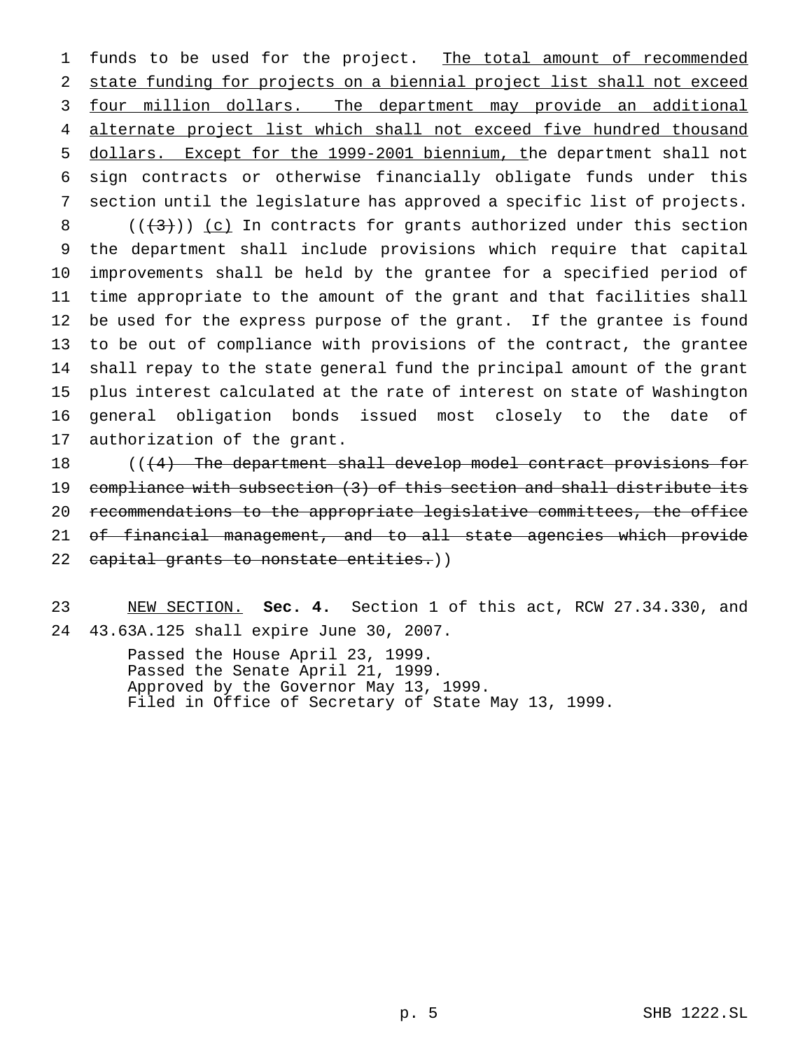funds to be used for the project. The total amount of recommended state funding for projects on a biennial project list shall not exceed four million dollars. The department may provide an additional alternate project list which shall not exceed five hundred thousand dollars. Except for the 1999-2001 biennium, the department shall not sign contracts or otherwise financially obligate funds under this section until the legislature has approved a specific list of projects.

(((3))) (c) In contracts for grants authorized under this section the department shall include provisions which require that capital improvements shall be held by the grantee for a specified period of time appropriate to the amount of the grant and that facilities shall be used for the express purpose of the grant. If the grantee is found to be out of compliance with provisions of the contract, the grantee shall repay to the state general fund the principal amount of the grant plus interest calculated at the rate of interest on state of Washington general obligation bonds issued most closely to the date of authorization of the grant.

(((4) The department shall develop model contract provisions for compliance with subsection (3) of this section and shall distribute its recommendations to the appropriate legislative committees, the office of financial management, and to all state agencies which provide capital grants to nonstate entities.))

NEW SECTION. **Sec. 4.** Section 1 of this act, RCW 27.34.330, and 43.63A.125 shall expire June 30, 2007.

Passed the House April 23, 1999.
Passed the Senate April 21, 1999.
Approved by the Governor May 13, 1999.
Filed in Office of Secretary of State May 13, 1999.